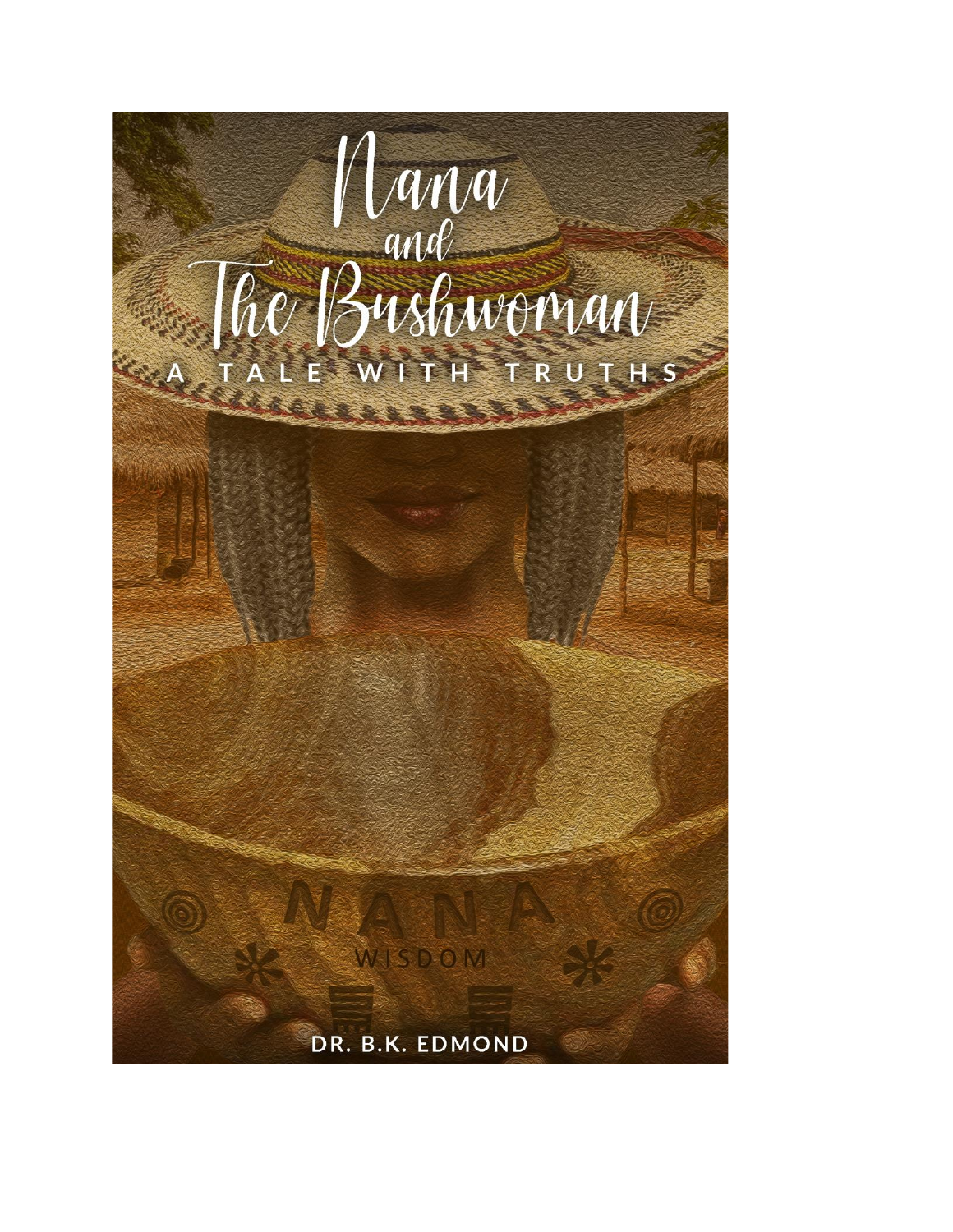# Nana and The Bushwoman

## A TALE WITH TRUTHS

NANA

WISDOM

DR. B.K. EDMOND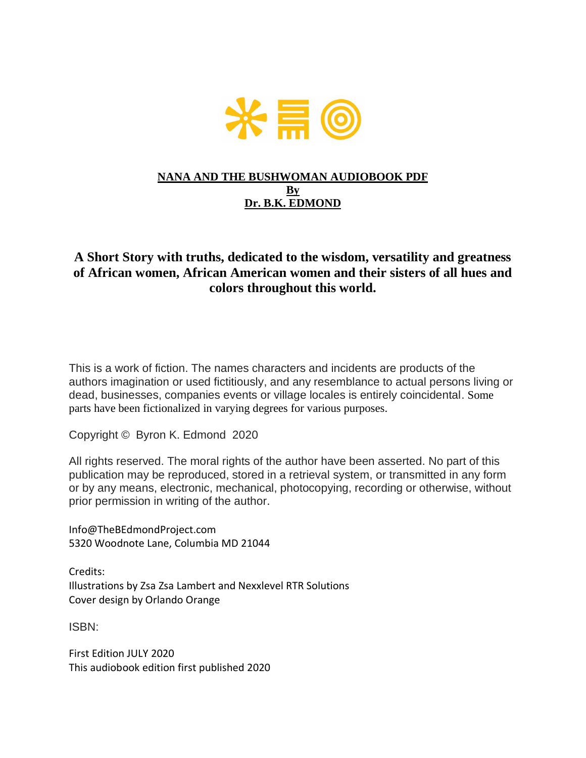**NANA AND THE BUSHWOMAN AUDIOBOOK PDF**
**By**
**Dr. B.K. EDMOND**

## A Short Story with truths, dedicated to the wisdom, versatility and greatness of African women, African American women and their sisters of all hues and colors throughout this world.

This is a work of fiction. The names characters and incidents are products of the authors imagination or used fictitiously, and any resemblance to actual persons living or dead, businesses, companies events or village locales is entirely coincidental. Some parts have been fictionalized in varying degrees for various purposes.

Copyright © Byron K. Edmond 2020

All rights reserved. The moral rights of the author have been asserted. No part of this publication may be reproduced, stored in a retrieval system, or transmitted in any form or by any means, electronic, mechanical, photocopying, recording or otherwise, without prior permission in writing of the author.

Info@TheBEdmondProject.com
5320 Woodnote Lane, Columbia MD 21044

Credits:
Illustrations by Zsa Zsa Lambert and Nexxlevel RTR Solutions
Cover design by Orlando Orange

ISBN:

First Edition JULY 2020
This audiobook edition first published 2020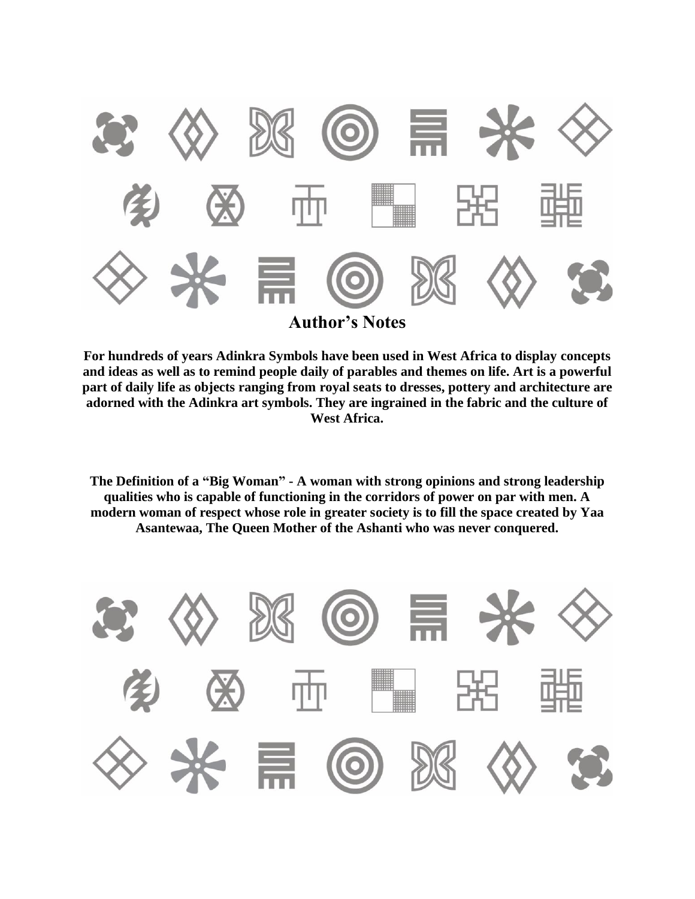## Author's Notes

**For hundreds of years Adinkra Symbols have been used in West Africa to display concepts and ideas as well as to remind people daily of parables and themes on life. Art is a powerful part of daily life as objects ranging from royal seats to dresses, pottery and architecture are adorned with the Adinkra art symbols. They are ingrained in the fabric and the culture of West Africa.**

**The Definition of a "Big Woman" - A woman with strong opinions and strong leadership qualities who is capable of functioning in the corridors of power on par with men. A modern woman of respect whose role in greater society is to fill the space created by Yaa Asantewaa, The Queen Mother of the Ashanti who was never conquered.**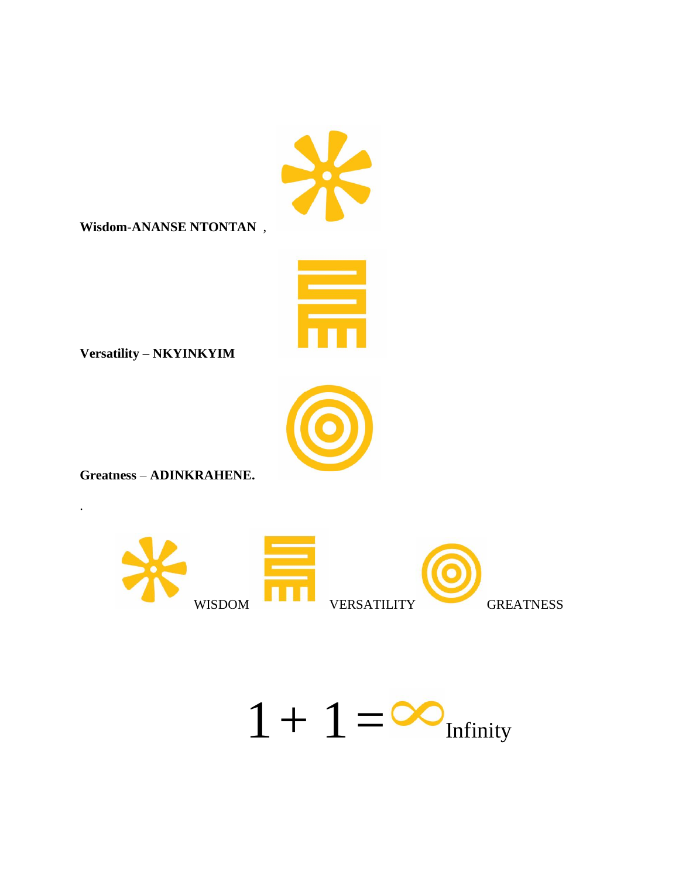**Wisdom-ANANSE NTONTAN** ,

**Versatility** – **NKYINKYIM**

**Greatness** – **ADINKRAHENE.**

.

WISDOM VERSATILITY GREATNESS

$$1 + 1 = \infty$$ Infinity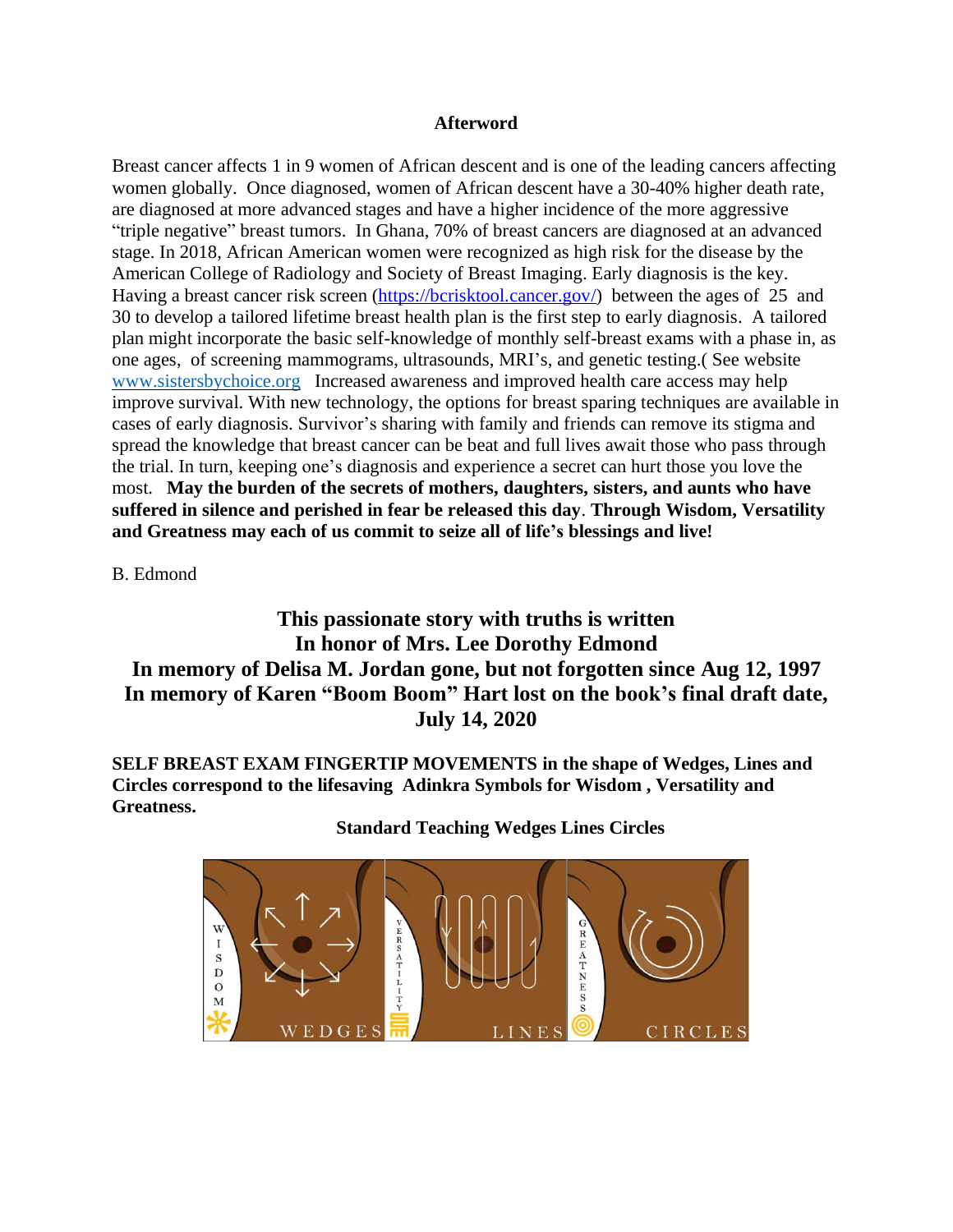## Afterword

Breast cancer affects 1 in 9 women of African descent and is one of the leading cancers affecting women globally. Once diagnosed, women of African descent have a 30-40% higher death rate, are diagnosed at more advanced stages and have a higher incidence of the more aggressive "triple negative" breast tumors. In Ghana, 70% of breast cancers are diagnosed at an advanced stage. In 2018, African American women were recognized as high risk for the disease by the American College of Radiology and Society of Breast Imaging. Early diagnosis is the key. Having a breast cancer risk screen (https://bcrisktool.cancer.gov/) between the ages of 25 and 30 to develop a tailored lifetime breast health plan is the first step to early diagnosis. A tailored plan might incorporate the basic self-knowledge of monthly self-breast exams with a phase in, as one ages, of screening mammograms, ultrasounds, MRI's, and genetic testing.( See website www.sistersbychoice.org Increased awareness and improved health care access may help improve survival. With new technology, the options for breast sparing techniques are available in cases of early diagnosis. Survivor's sharing with family and friends can remove its stigma and spread the knowledge that breast cancer can be beat and full lives await those who pass through the trial. In turn, keeping one's diagnosis and experience a secret can hurt those you love the most. **May the burden of the secrets of mothers, daughters, sisters, and aunts who have suffered in silence and perished in fear be released this day**. **Through Wisdom, Versatility and Greatness may each of us commit to seize all of life's blessings and live!**

B. Edmond

### This passionate story with truths is written
### In honor of Mrs. Lee Dorothy Edmond
### In memory of Delisa M. Jordan gone, but not forgotten since Aug 12, 1997
### In memory of Karen "Boom Boom" Hart lost on the book's final draft date, July 14, 2020

**SELF BREAST EXAM FINGERTIP MOVEMENTS in the shape of Wedges, Lines and Circles correspond to the lifesaving Adinkra Symbols for Wisdom , Versatility and Greatness.**

**Standard Teaching Wedges Lines Circles**

WISDOM WEDGES | VERSATILITY LINES | GREATNESS CIRCLES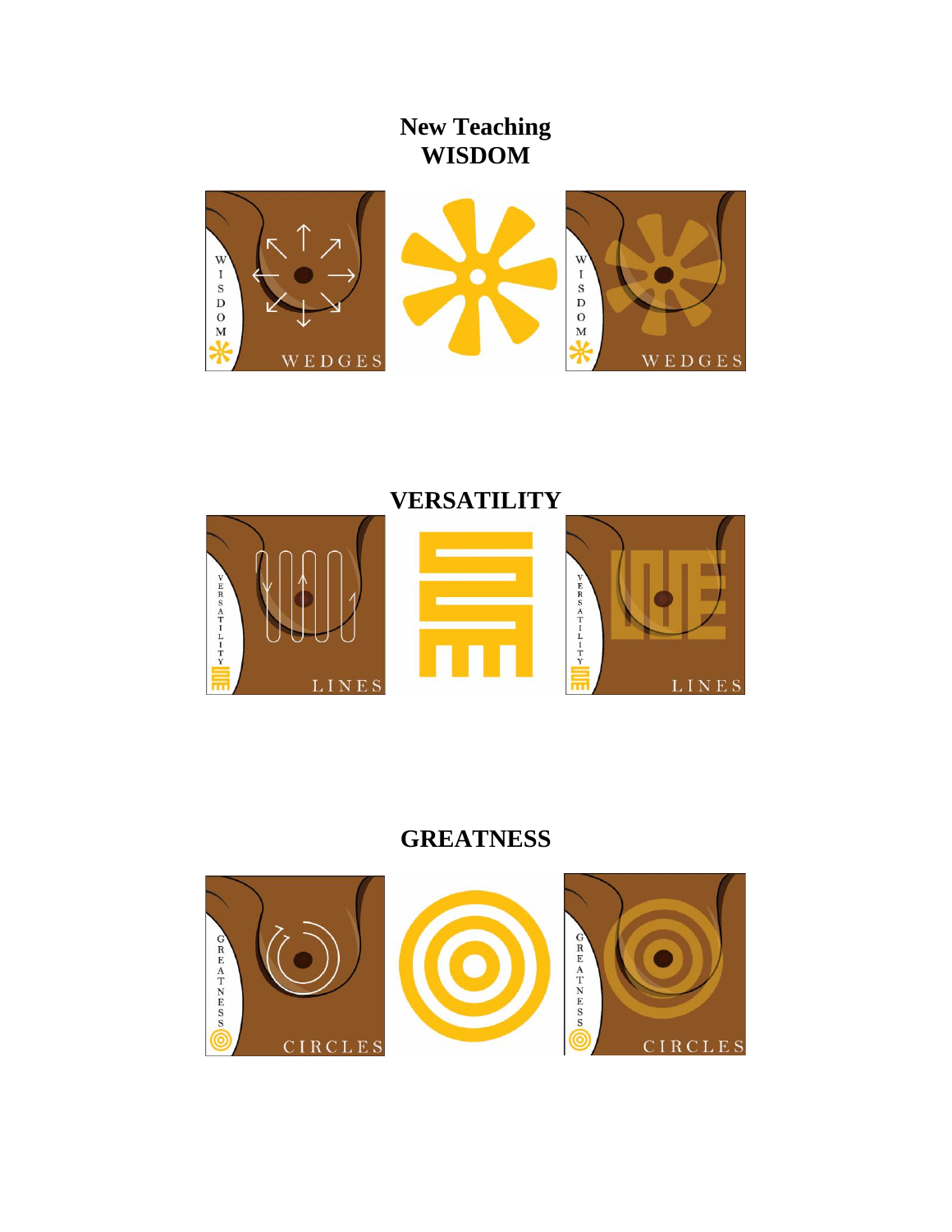# New Teaching

## WISDOM

## VERSATILITY

## GREATNESS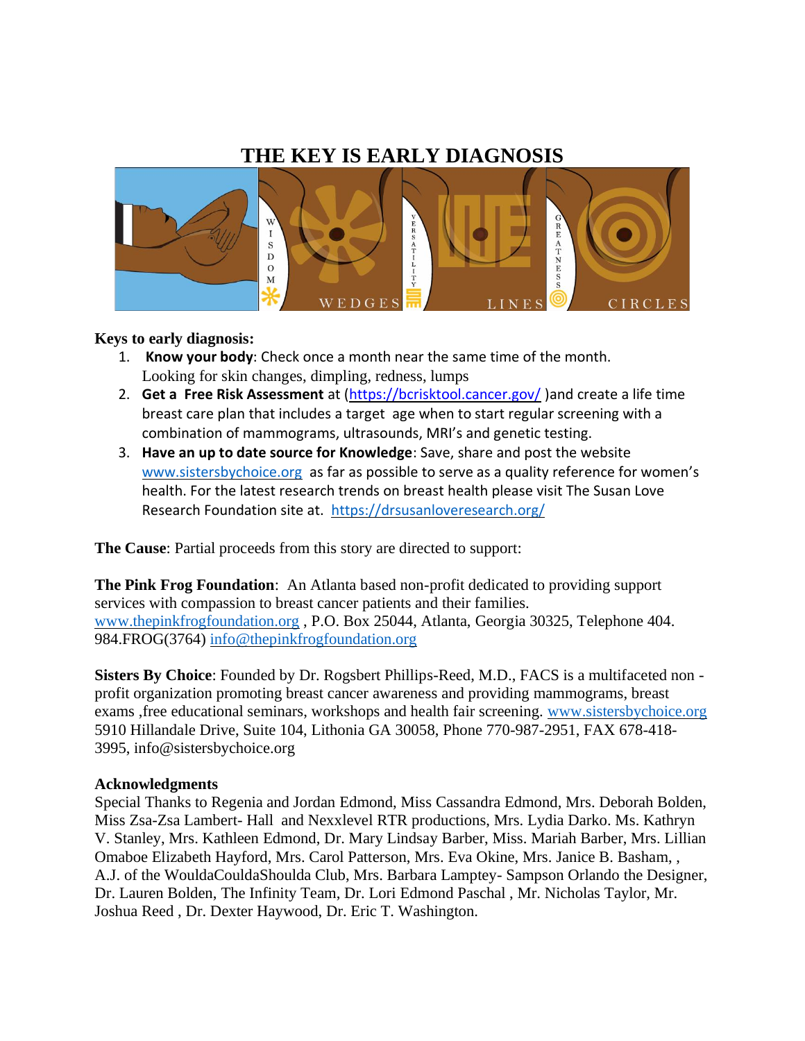# THE KEY IS EARLY DIAGNOSIS

**Keys to early diagnosis:**

1. **Know your body**: Check once a month near the same time of the month. Looking for skin changes, dimpling, redness, lumps
2. **Get a Free Risk Assessment** at (https://bcrisktool.cancer.gov/ )and create a life time breast care plan that includes a target age when to start regular screening with a combination of mammograms, ultrasounds, MRI's and genetic testing.
3. **Have an up to date source for Knowledge**: Save, share and post the website www.sistersbychoice.org as far as possible to serve as a quality reference for women's health. For the latest research trends on breast health please visit The Susan Love Research Foundation site at. https://drsusanloveresearch.org/

**The Cause**: Partial proceeds from this story are directed to support:

**The Pink Frog Foundation**: An Atlanta based non-profit dedicated to providing support services with compassion to breast cancer patients and their families. www.thepinkfrogfoundation.org , P.O. Box 25044, Atlanta, Georgia 30325, Telephone 404. 984.FROG(3764) info@thepinkfrogfoundation.org

**Sisters By Choice**: Founded by Dr. Rogsbert Phillips-Reed, M.D., FACS is a multifaceted non - profit organization promoting breast cancer awareness and providing mammograms, breast exams ,free educational seminars, workshops and health fair screening. www.sistersbychoice.org 5910 Hillandale Drive, Suite 104, Lithonia GA 30058, Phone 770-987-2951, FAX 678-418-3995, info@sistersbychoice.org

**Acknowledgments**

Special Thanks to Regenia and Jordan Edmond, Miss Cassandra Edmond, Mrs. Deborah Bolden, Miss Zsa-Zsa Lambert- Hall and Nexxlevel RTR productions, Mrs. Lydia Darko. Ms. Kathryn V. Stanley, Mrs. Kathleen Edmond, Dr. Mary Lindsay Barber, Miss. Mariah Barber, Mrs. Lillian Omaboe Elizabeth Hayford, Mrs. Carol Patterson, Mrs. Eva Okine, Mrs. Janice B. Basham, , A.J. of the WouldaCouldaShoulda Club, Mrs. Barbara Lamptey- Sampson Orlando the Designer, Dr. Lauren Bolden, The Infinity Team, Dr. Lori Edmond Paschal , Mr. Nicholas Taylor, Mr. Joshua Reed , Dr. Dexter Haywood, Dr. Eric T. Washington.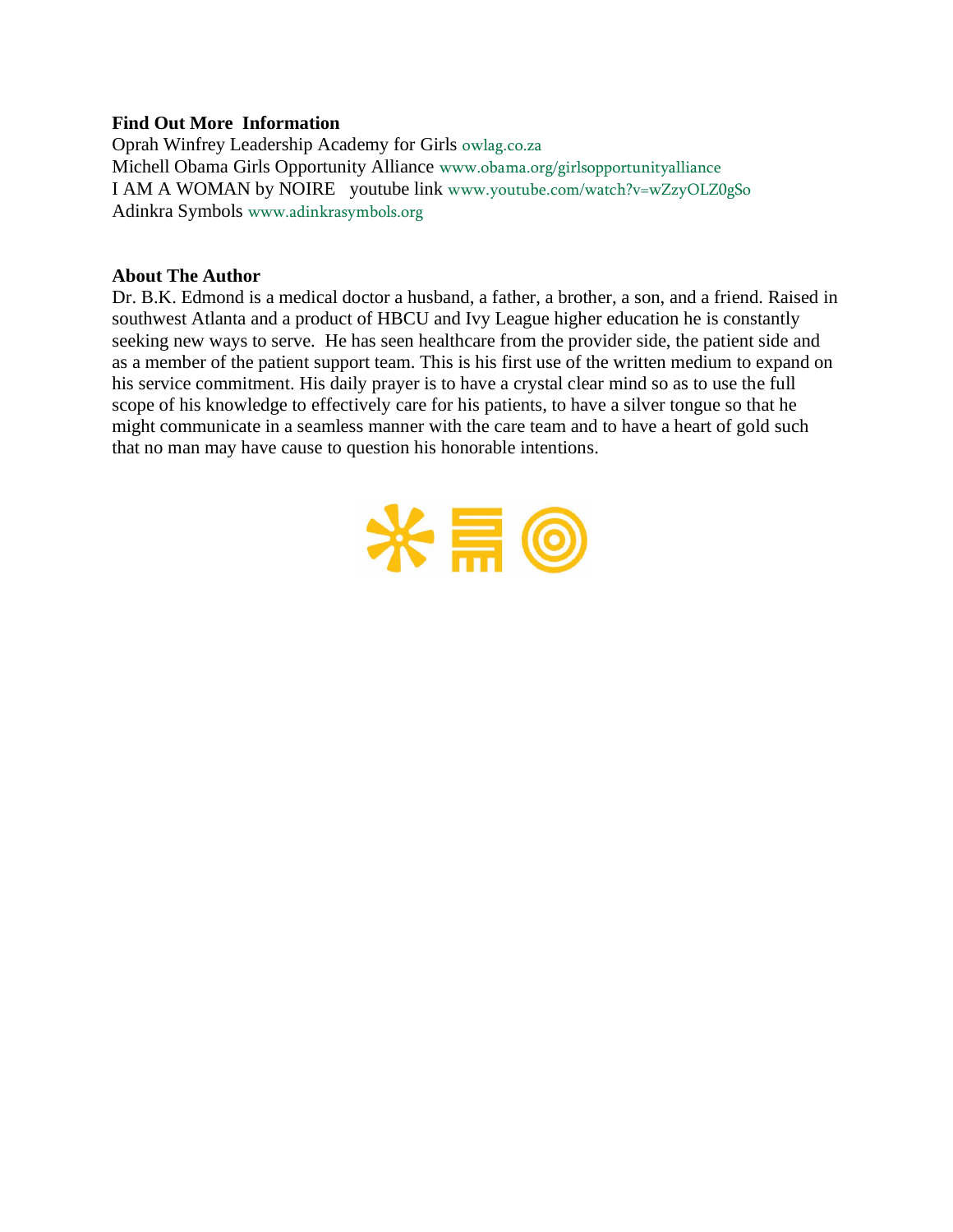**Find Out More Information**

Oprah Winfrey Leadership Academy for Girls owlag.co.za
Michell Obama Girls Opportunity Alliance www.obama.org/girlsopportunityalliance
I AM A WOMAN by NOIRE youtube link www.youtube.com/watch?v=wZzyOLZ0gSo
Adinkra Symbols www.adinkrasymbols.org

**About The Author**

Dr. B.K. Edmond is a medical doctor a husband, a father, a brother, a son, and a friend. Raised in southwest Atlanta and a product of HBCU and Ivy League higher education he is constantly seeking new ways to serve. He has seen healthcare from the provider side, the patient side and as a member of the patient support team. This is his first use of the written medium to expand on his service commitment. His daily prayer is to have a crystal clear mind so as to use the full scope of his knowledge to effectively care for his patients, to have a silver tongue so that he might communicate in a seamless manner with the care team and to have a heart of gold such that no man may have cause to question his honorable intentions.